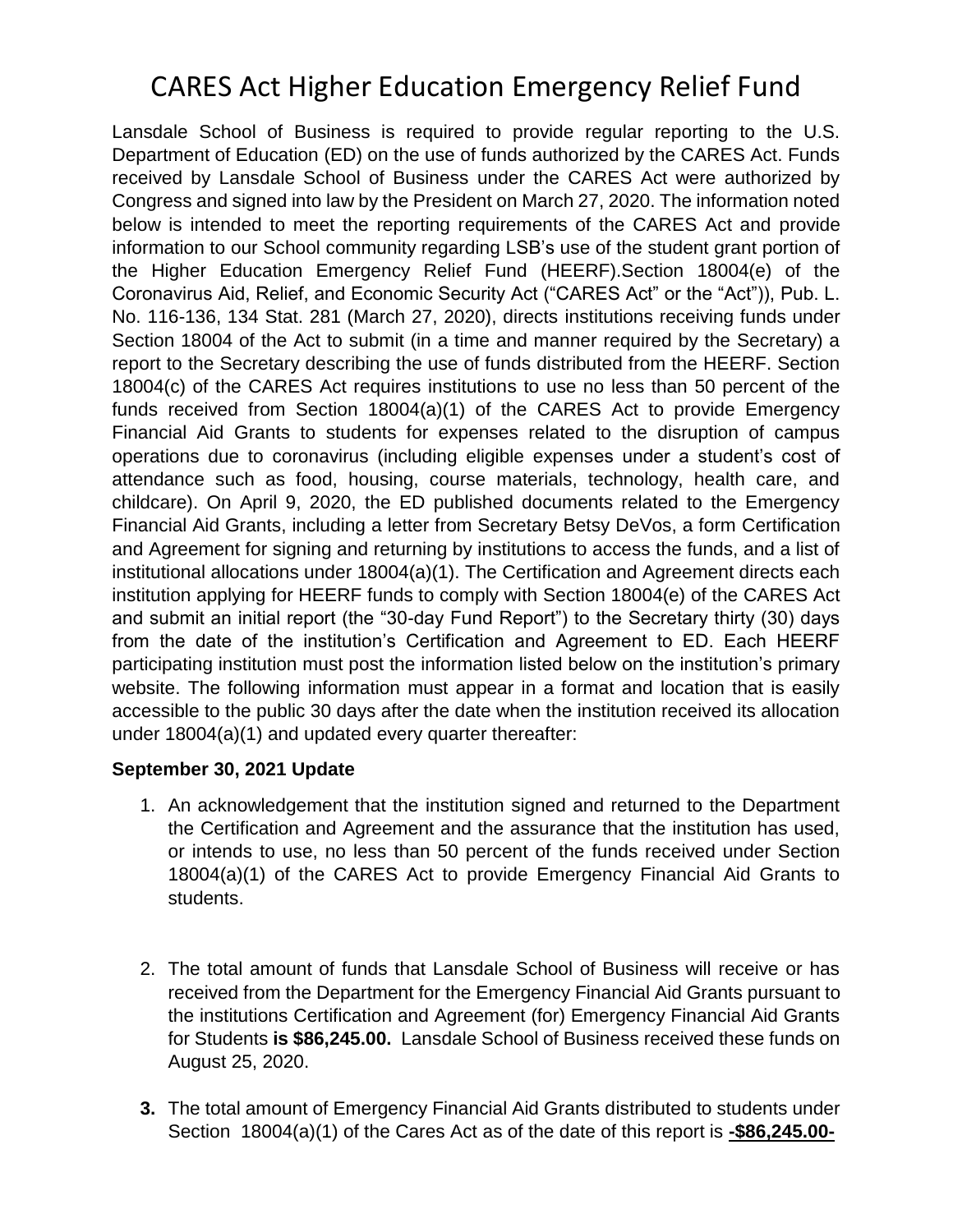# CARES Act Higher Education Emergency Relief Fund

Lansdale School of Business is required to provide regular reporting to the U.S. Department of Education (ED) on the use of funds authorized by the CARES Act. Funds received by Lansdale School of Business under the CARES Act were authorized by Congress and signed into law by the President on March 27, 2020. The information noted below is intended to meet the reporting requirements of the CARES Act and provide information to our School community regarding LSB's use of the student grant portion of the Higher Education Emergency Relief Fund (HEERF).Section 18004(e) of the Coronavirus Aid, Relief, and Economic Security Act ("CARES Act" or the "Act")), Pub. L. No. 116-136, 134 Stat. 281 (March 27, 2020), directs institutions receiving funds under Section 18004 of the Act to submit (in a time and manner required by the Secretary) a report to the Secretary describing the use of funds distributed from the HEERF. Section 18004(c) of the CARES Act requires institutions to use no less than 50 percent of the funds received from Section 18004(a)(1) of the CARES Act to provide Emergency Financial Aid Grants to students for expenses related to the disruption of campus operations due to coronavirus (including eligible expenses under a student's cost of attendance such as food, housing, course materials, technology, health care, and childcare). On April 9, 2020, the ED published documents related to the Emergency Financial Aid Grants, including a letter from Secretary Betsy DeVos, a form Certification and Agreement for signing and returning by institutions to access the funds, and a list of institutional allocations under 18004(a)(1). The Certification and Agreement directs each institution applying for HEERF funds to comply with Section 18004(e) of the CARES Act and submit an initial report (the "30-day Fund Report") to the Secretary thirty (30) days from the date of the institution's Certification and Agreement to ED. Each HEERF participating institution must post the information listed below on the institution's primary website. The following information must appear in a format and location that is easily accessible to the public 30 days after the date when the institution received its allocation under 18004(a)(1) and updated every quarter thereafter:

**September 30, 2021 Update**

1. An acknowledgement that the institution signed and returned to the Department the Certification and Agreement and the assurance that the institution has used, or intends to use, no less than 50 percent of the funds received under Section 18004(a)(1) of the CARES Act to provide Emergency Financial Aid Grants to students.

2. The total amount of funds that Lansdale School of Business will receive or has received from the Department for the Emergency Financial Aid Grants pursuant to the institutions Certification and Agreement (for) Emergency Financial Aid Grants for Students **is $86,245.00.** Lansdale School of Business received these funds on August 25, 2020.

3. The total amount of Emergency Financial Aid Grants distributed to students under Section 18004(a)(1) of the Cares Act as of the date of this report is **-$86,245.00-**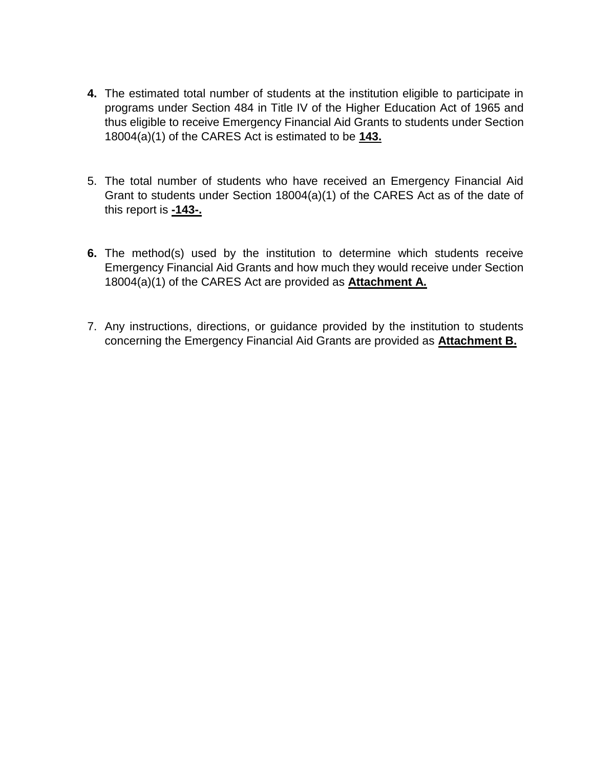4. The estimated total number of students at the institution eligible to participate in programs under Section 484 in Title IV of the Higher Education Act of 1965 and thus eligible to receive Emergency Financial Aid Grants to students under Section 18004(a)(1) of the CARES Act is estimated to be **143.**

5. The total number of students who have received an Emergency Financial Aid Grant to students under Section 18004(a)(1) of the CARES Act as of the date of this report is **-143-.**

6. The method(s) used by the institution to determine which students receive Emergency Financial Aid Grants and how much they would receive under Section 18004(a)(1) of the CARES Act are provided as **Attachment A.**

7. Any instructions, directions, or guidance provided by the institution to students concerning the Emergency Financial Aid Grants are provided as **Attachment B.**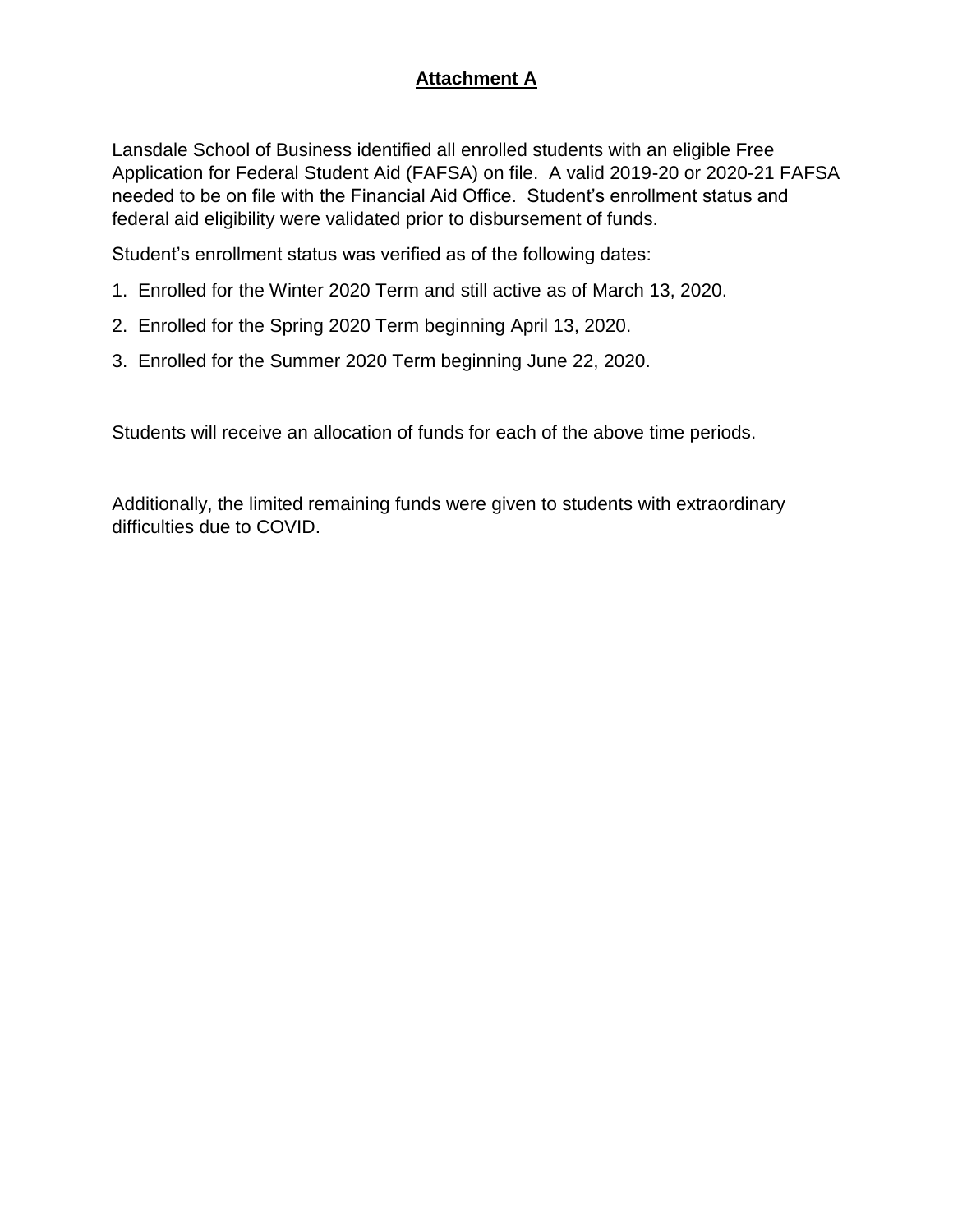# **Attachment A**

Lansdale School of Business identified all enrolled students with an eligible Free Application for Federal Student Aid (FAFSA) on file. A valid 2019-20 or 2020-21 FAFSA needed to be on file with the Financial Aid Office. Student's enrollment status and federal aid eligibility were validated prior to disbursement of funds.

Student's enrollment status was verified as of the following dates:

1. Enrolled for the Winter 2020 Term and still active as of March 13, 2020.
2. Enrolled for the Spring 2020 Term beginning April 13, 2020.
3. Enrolled for the Summer 2020 Term beginning June 22, 2020.

Students will receive an allocation of funds for each of the above time periods.

Additionally, the limited remaining funds were given to students with extraordinary difficulties due to COVID.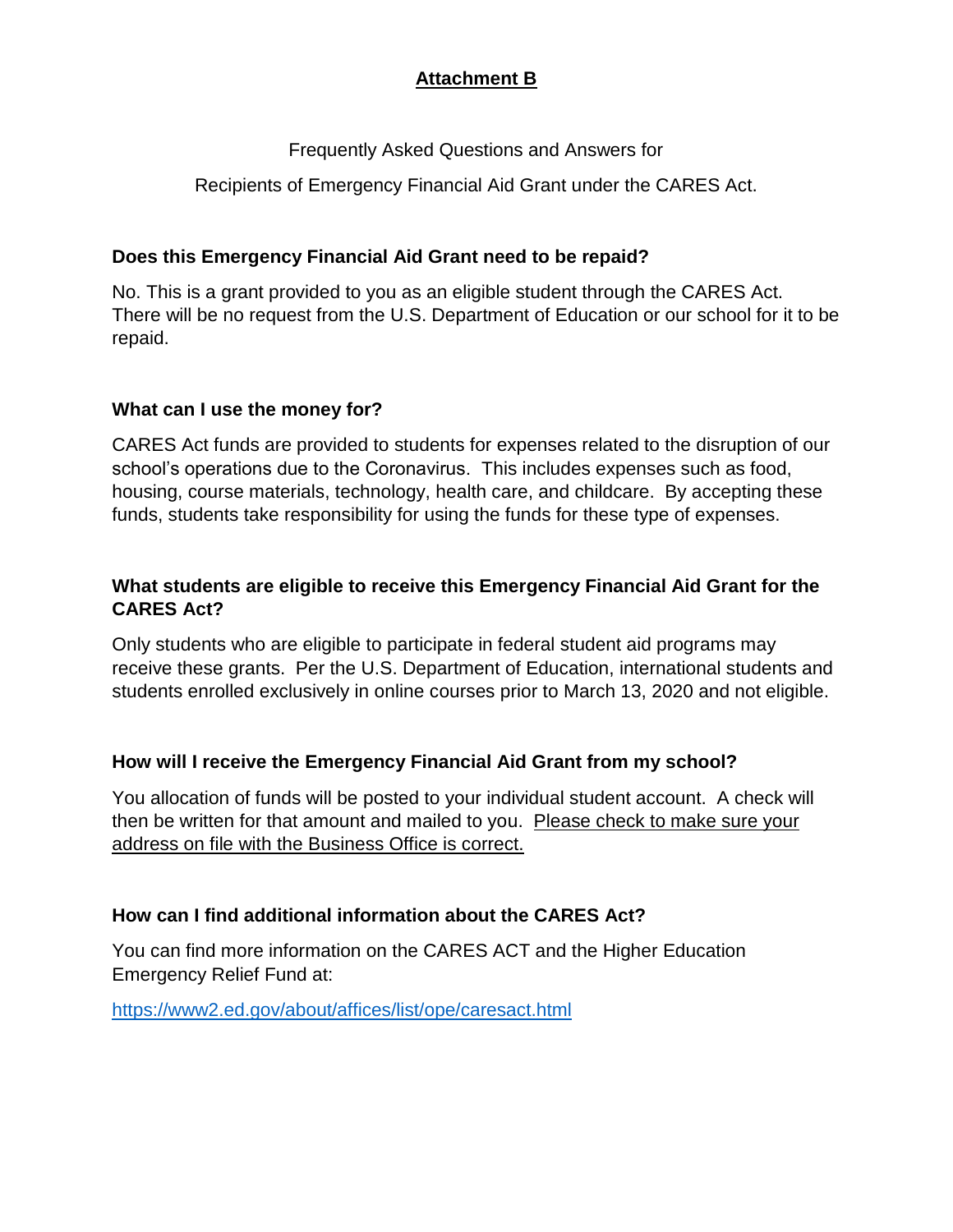# Attachment B

Frequently Asked Questions and Answers for

Recipients of Emergency Financial Aid Grant under the CARES Act.

**Does this Emergency Financial Aid Grant need to be repaid?**

No. This is a grant provided to you as an eligible student through the CARES Act. There will be no request from the U.S. Department of Education or our school for it to be repaid.

**What can I use the money for?**

CARES Act funds are provided to students for expenses related to the disruption of our school's operations due to the Coronavirus. This includes expenses such as food, housing, course materials, technology, health care, and childcare. By accepting these funds, students take responsibility for using the funds for these type of expenses.

**What students are eligible to receive this Emergency Financial Aid Grant for the CARES Act?**

Only students who are eligible to participate in federal student aid programs may receive these grants. Per the U.S. Department of Education, international students and students enrolled exclusively in online courses prior to March 13, 2020 and not eligible.

**How will I receive the Emergency Financial Aid Grant from my school?**

You allocation of funds will be posted to your individual student account. A check will then be written for that amount and mailed to you. Please check to make sure your address on file with the Business Office is correct.

**How can I find additional information about the CARES Act?**

You can find more information on the CARES ACT and the Higher Education Emergency Relief Fund at:

https://www2.ed.gov/about/affices/list/ope/caresact.html